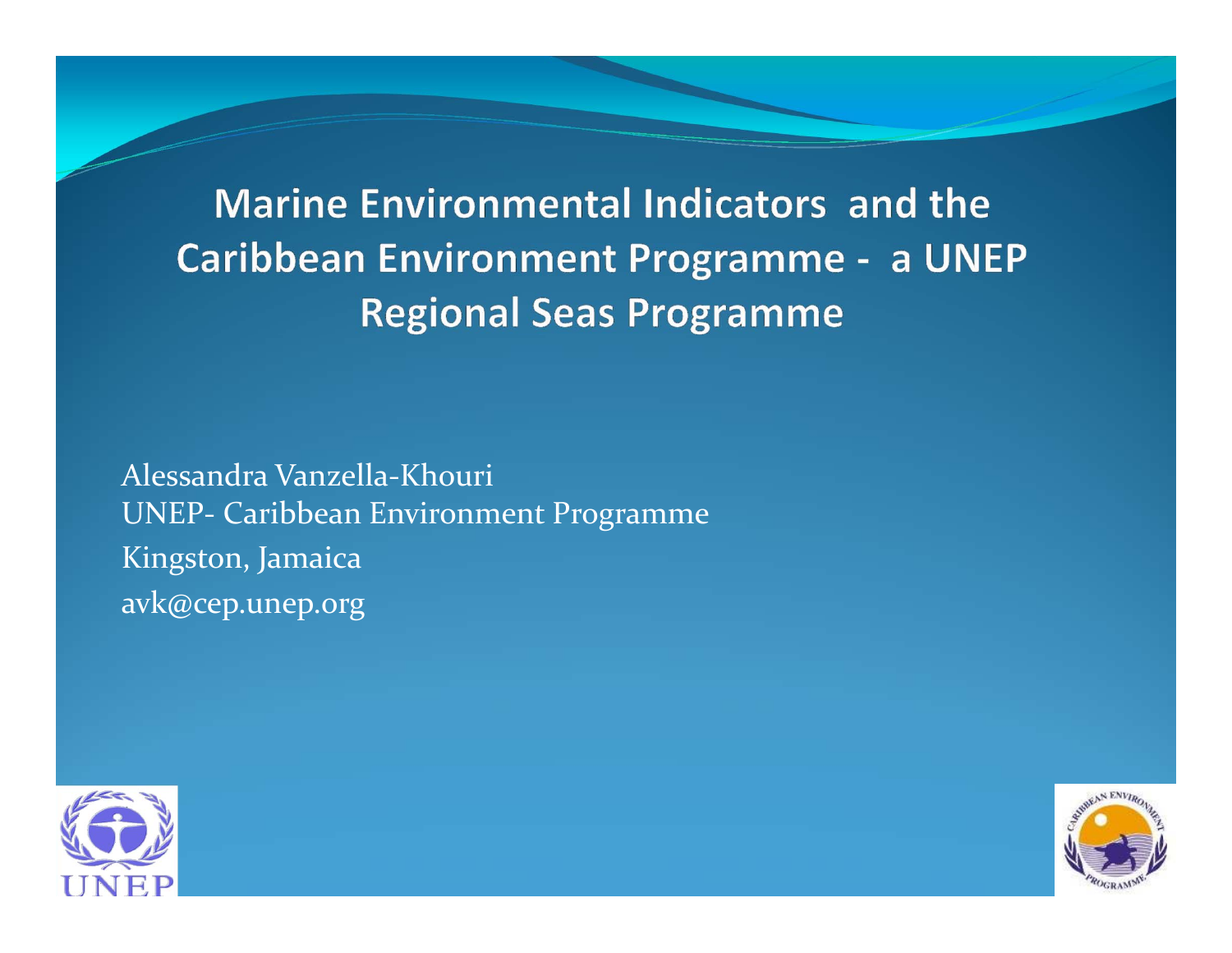# Marine Environmental Indicators and the Caribbean Environment Programme - a UNEP Regional Seas Programme

Alessandra Vanzella-Khouri
UNEP- Caribbean Environment Programme
Kingston, Jamaica
avk@cep.unep.org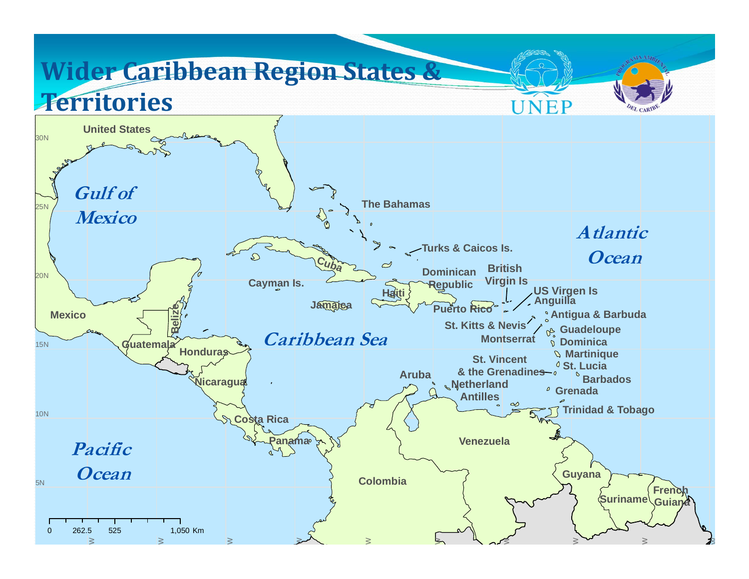# Wider Caribbean Region States & Territories

UNEP

United States

Gulf of Mexico

The Bahamas

Turks & Caicos Is.

Atlantic Ocean

Cuba

Cayman Is.

Dominican Republic

British Virgin Is

Haiti

US Virgen Is

Anguilla

Jamaica

Puerto Rico

Antigua & Barbuda

Mexico

Belize

St. Kitts & Nevis

Guadeloupe

Guatemala

Caribbean Sea

Montserrat

Dominica

Honduras

Martinique

St. Vincent & the Grenadines

St. Lucia

Aruba

Barbados

Nicaragua

Netherland Antilles

Grenada

Trinidad & Tobago

Costa Rica

Venezuela

Panama

Pacific Ocean

Guyana

Colombia

French Guiana

Suriname

0 262.5 525 1,050 Km

30N

25N

20N

15N

10N

5N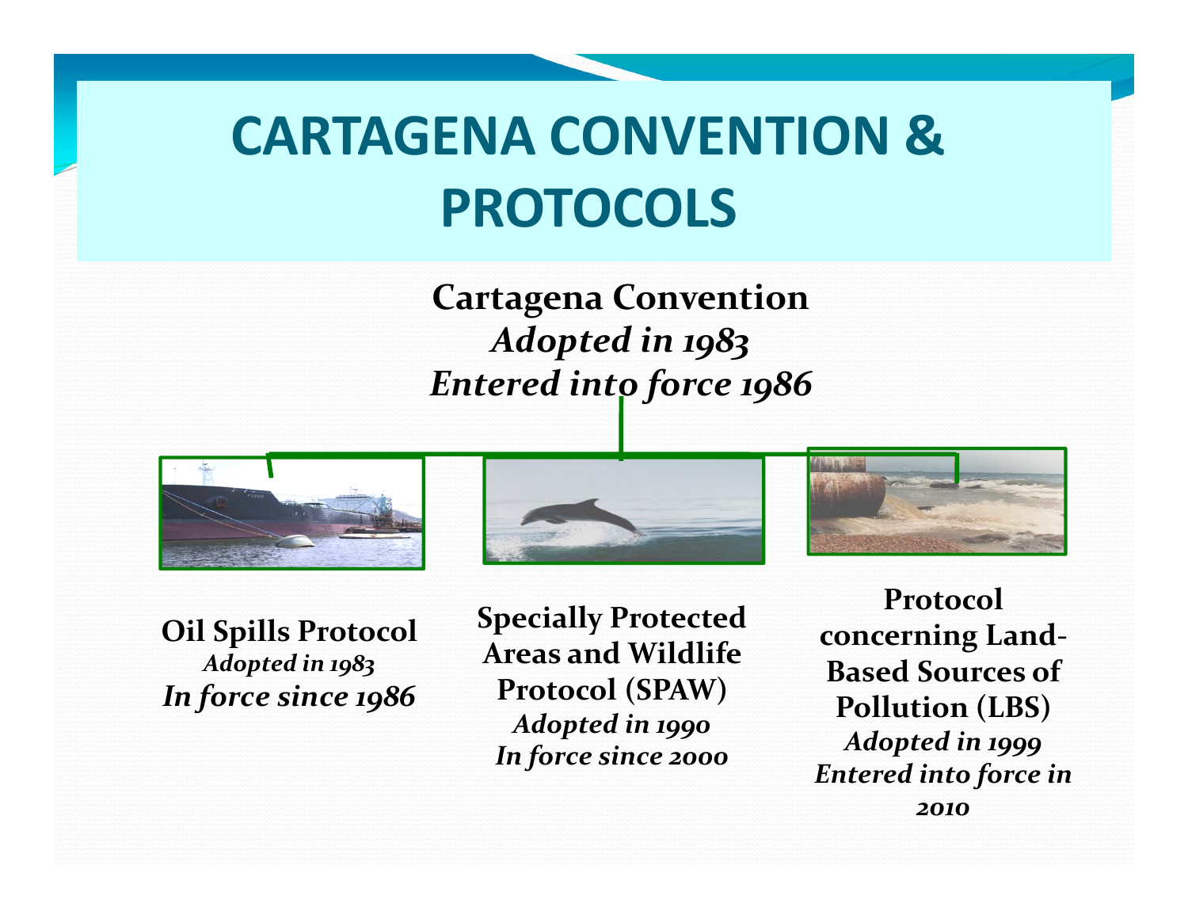# CARTAGENA CONVENTION & PROTOCOLS

**Cartagena Convention**
*Adopted in 1983*
*Entered into force 1986*

**Oil Spills Protocol**
*Adopted in 1983*
*In force since 1986*

**Specially Protected Areas and Wildlife Protocol (SPAW)**
*Adopted in 1990*
*In force since 2000*

**Protocol concerning Land-Based Sources of Pollution (LBS)**
*Adopted in 1999*
*Entered into force in 2010*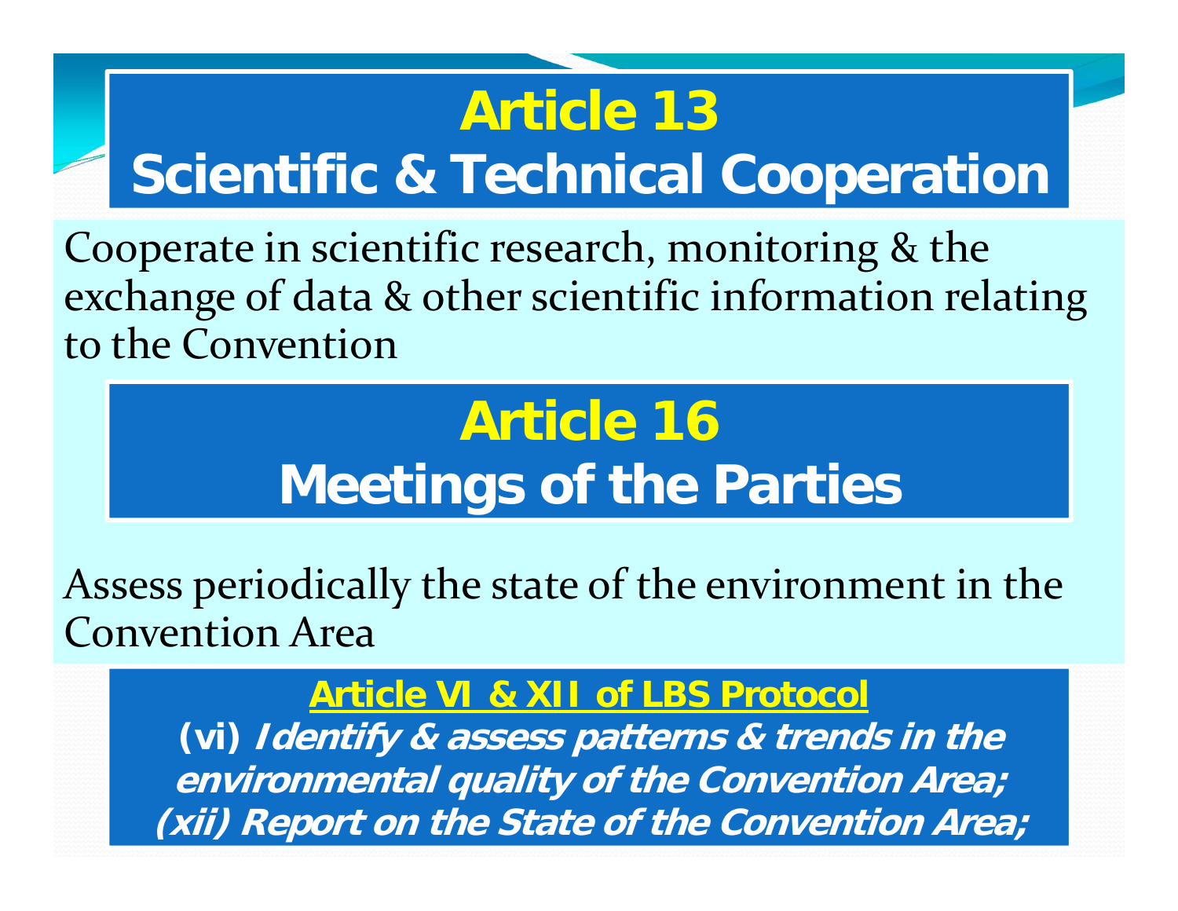# Article 13
# Scientific & Technical Cooperation

Cooperate in scientific research, monitoring & the exchange of data & other scientific information relating to the Convention

# Article 16
# Meetings of the Parties

Assess periodically the state of the environment in the Convention Area

**Article VI & XII of LBS Protocol**

**(vi)** ***Identify & assess patterns & trends in the environmental quality of the Convention Area;***
***(xii) Report on the State of the Convention Area;***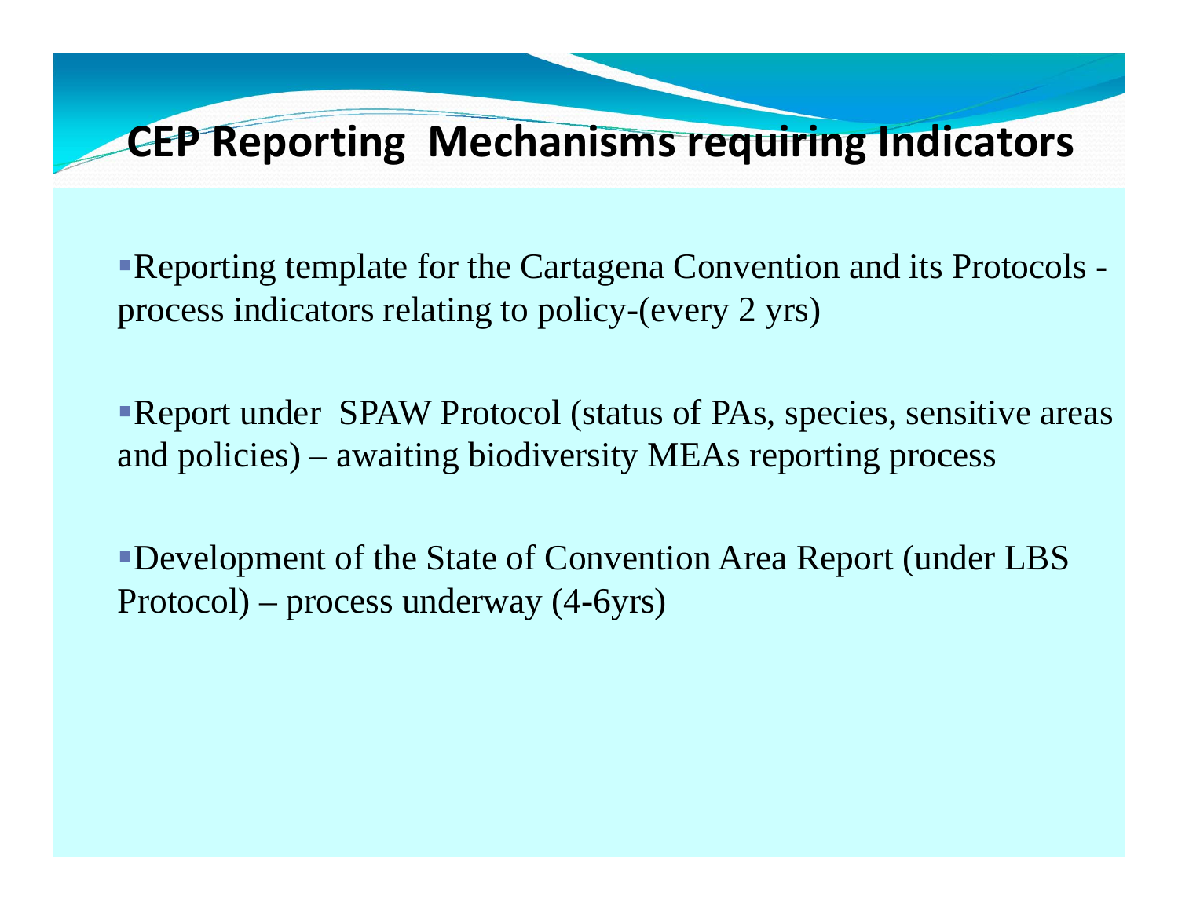# CEP Reporting Mechanisms requiring Indicators

- Reporting template for the Cartagena Convention and its Protocols - process indicators relating to policy-(every 2 yrs)

- Report under SPAW Protocol (status of PAs, species, sensitive areas and policies) – awaiting biodiversity MEAs reporting process

- Development of the State of Convention Area Report (under LBS Protocol) – process underway (4-6yrs)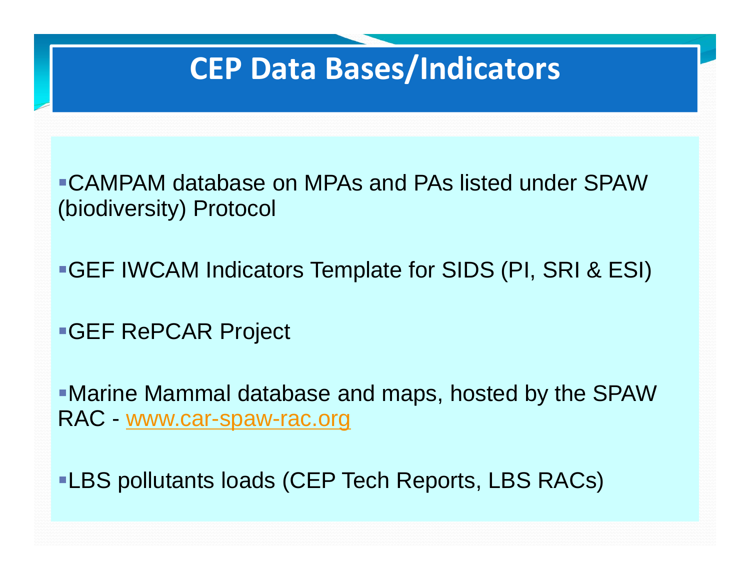# CEP Data Bases/Indicators

- CAMPAM database on MPAs and PAs listed under SPAW (biodiversity) Protocol
- GEF IWCAM Indicators Template for SIDS (PI, SRI & ESI)
- GEF RePCAR Project
- Marine Mammal database and maps, hosted by the SPAW RAC - www.car-spaw-rac.org
- LBS pollutants loads (CEP Tech Reports, LBS RACs)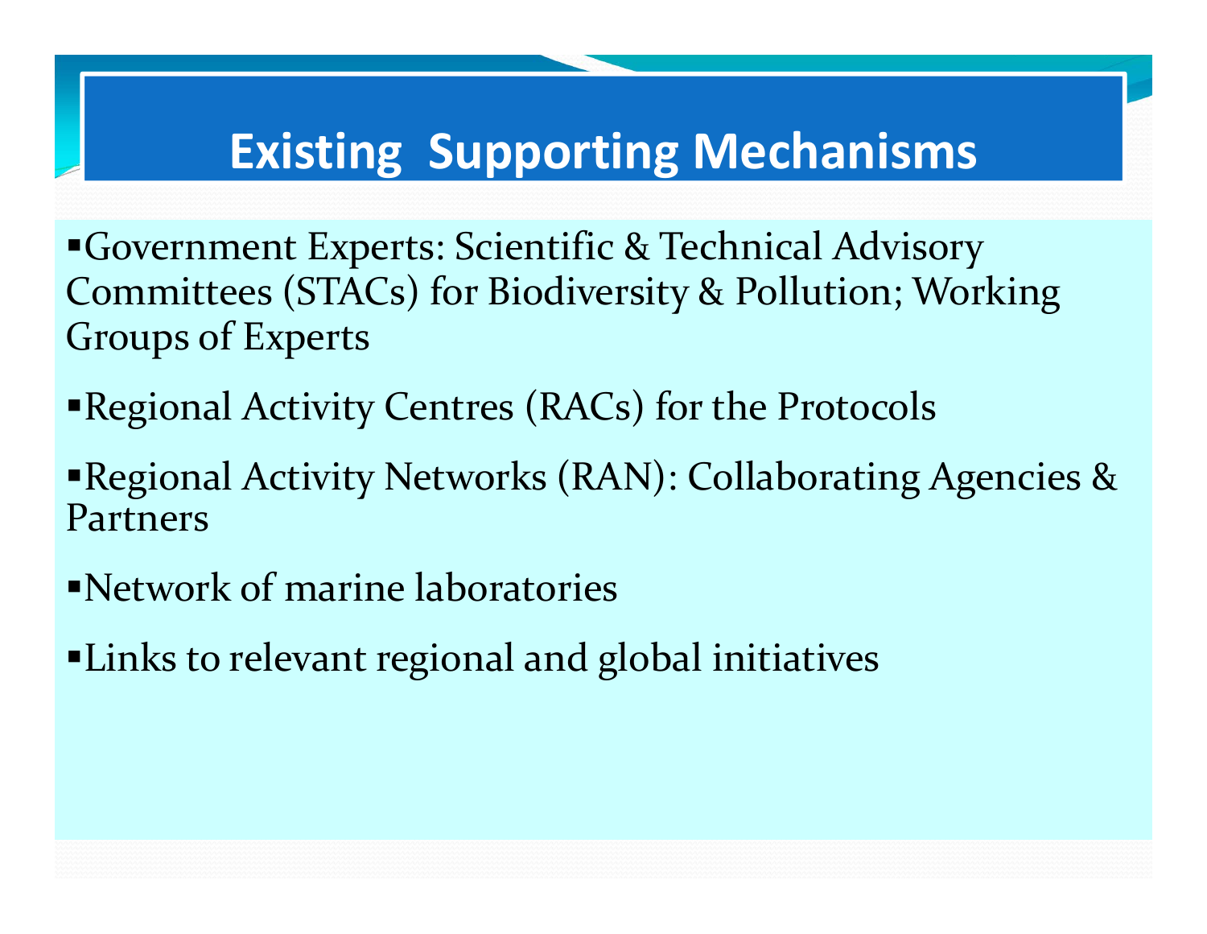# Existing Supporting Mechanisms

- Government Experts: Scientific & Technical Advisory Committees (STACs) for Biodiversity & Pollution; Working Groups of Experts
- Regional Activity Centres (RACs) for the Protocols
- Regional Activity Networks (RAN): Collaborating Agencies & Partners
- Network of marine laboratories
- Links to relevant regional and global initiatives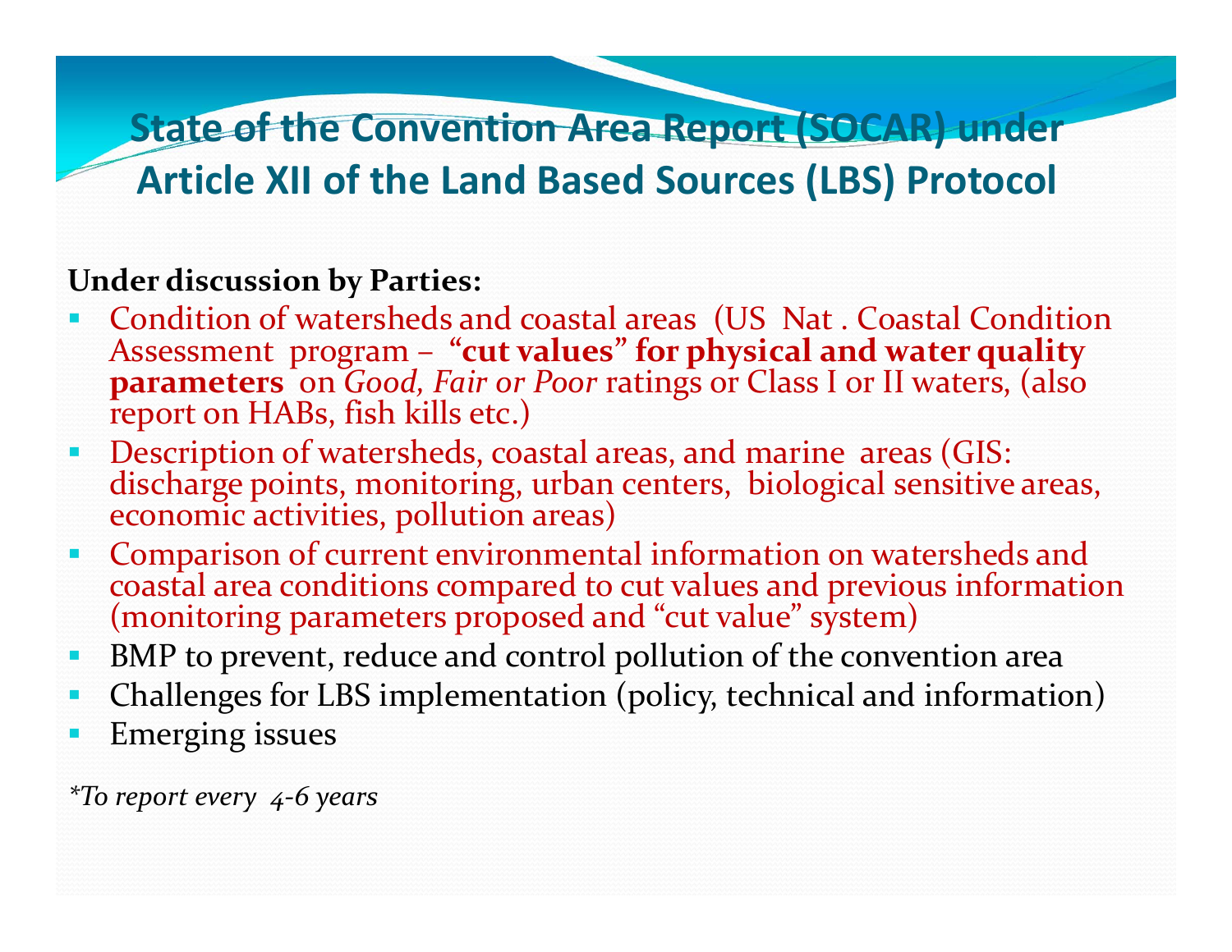# State of the Convention Area Report (SOCAR) under Article XII of the Land Based Sources (LBS) Protocol

**Under discussion by Parties:**

- Condition of watersheds and coastal areas (US Nat . Coastal Condition Assessment program – **"cut values" for physical and water quality parameters** on *Good, Fair or Poor* ratings or Class I or II waters, (also report on HABs, fish kills etc.)
- Description of watersheds, coastal areas, and marine areas (GIS: discharge points, monitoring, urban centers, biological sensitive areas, economic activities, pollution areas)
- Comparison of current environmental information on watersheds and coastal area conditions compared to cut values and previous information (monitoring parameters proposed and "cut value" system)
- BMP to prevent, reduce and control pollution of the convention area
- Challenges for LBS implementation (policy, technical and information)
- Emerging issues

*\*To report every 4-6 years*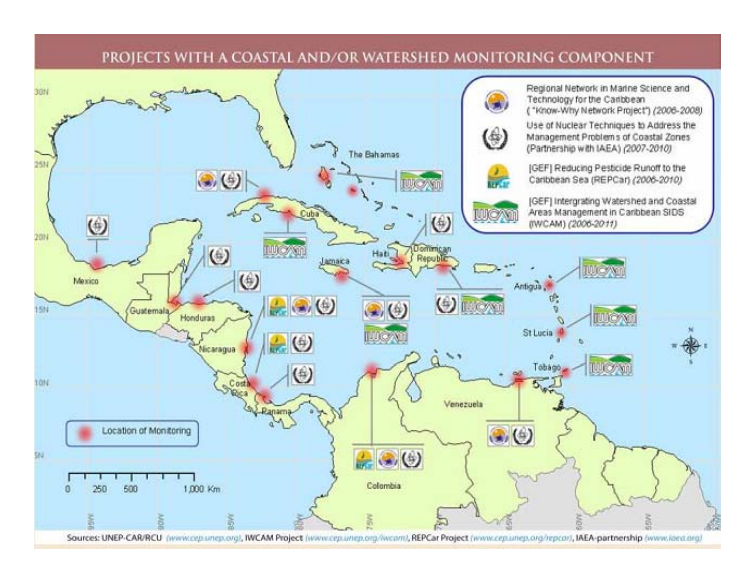# PROJECTS WITH A COASTAL AND/OR WATERSHED MONITORING COMPONENT

- Regional Network in Marine Science and Technology for the Caribbean ("Know-Why Network Project") *(2006-2008)*
- Use of Nuclear Techniques to Address the Management Problems of Coastal Zones (Partnership with IAEA) *(2007-2010)*
- [GEF] Reducing Pesticide Runoff to the Caribbean Sea (REPCar) *(2006-2010)*
- [GEF] Intergrating Watershed and Coastal Areas Management in Caribbean SIDS (IWCAM) *(2006-2011)*

Location of Monitoring

Sources: UNEP-CAR/RCU *(www.cep.unep.org)*, IWCAM Project *(www.cep.unep.org/iwcam)*, REPCar Project *(www.cep.unep.org/repcar)*, IAEA-partnership *(www.iaea.org)*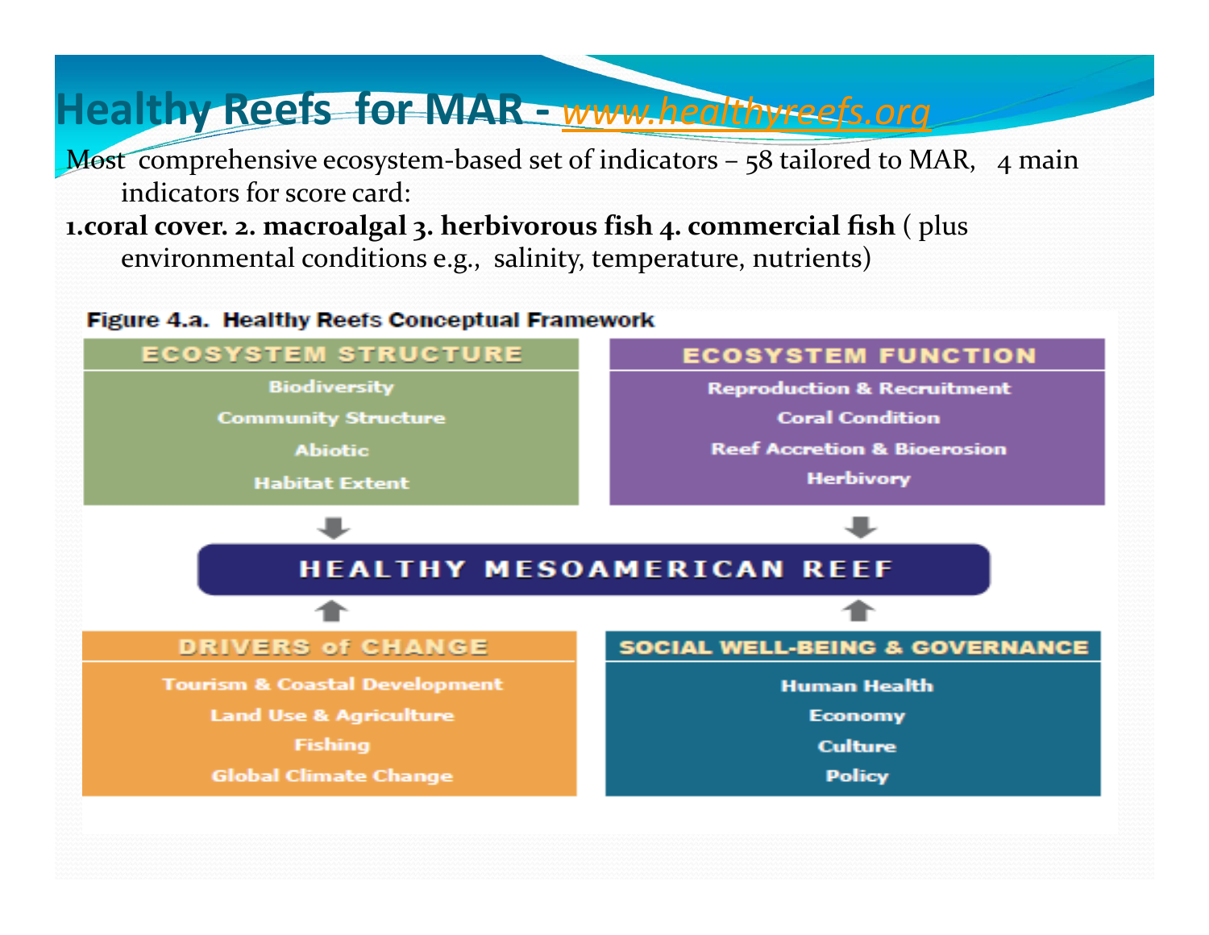# Healthy Reefs for MAR - www.healthyreefs.org

Most comprehensive ecosystem-based set of indicators – 58 tailored to MAR, 4 main indicators for score card:

**1.coral cover. 2. macroalgal 3. herbivorous fish 4. commercial fish** ( plus environmental conditions e.g., salinity, temperature, nutrients)

**Figure 4.a. Healthy Reefs Conceptual Framework**

**ECOSYSTEM STRUCTURE**
- Biodiversity
- Community Structure
- Abiotic
- Habitat Extent

**ECOSYSTEM FUNCTION**
- Reproduction & Recruitment
- Coral Condition
- Reef Accretion & Bioerosion
- Herbivory

**HEALTHY MESOAMERICAN REEF**

**DRIVERS of CHANGE**
- Tourism & Coastal Development
- Land Use & Agriculture
- Fishing
- Global Climate Change

**SOCIAL WELL-BEING & GOVERNANCE**
- Human Health
- Economy
- Culture
- Policy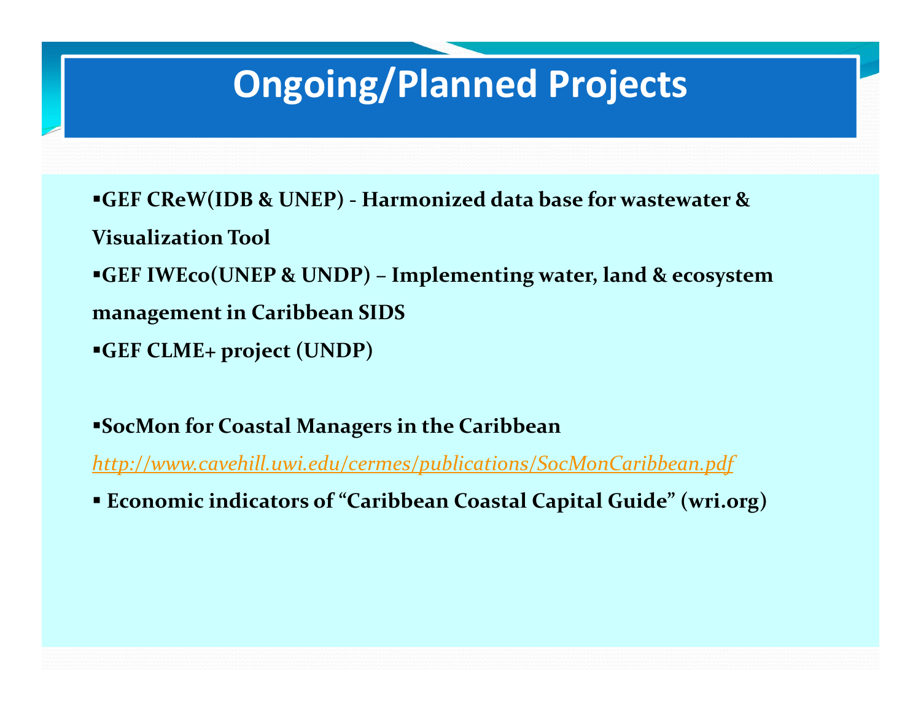# Ongoing/Planned Projects

- **GEF CReW(IDB & UNEP) - Harmonized data base for wastewater & Visualization Tool**
- **GEF IWEco(UNEP & UNDP) – Implementing water, land & ecosystem management in Caribbean SIDS**
- **GEF CLME+ project (UNDP)**

- **SocMon for Coastal Managers in the Caribbean**

*http://www.cavehill.uwi.edu/cermes/publications/SocMonCaribbean.pdf*

- **Economic indicators of "Caribbean Coastal Capital Guide" (wri.org)**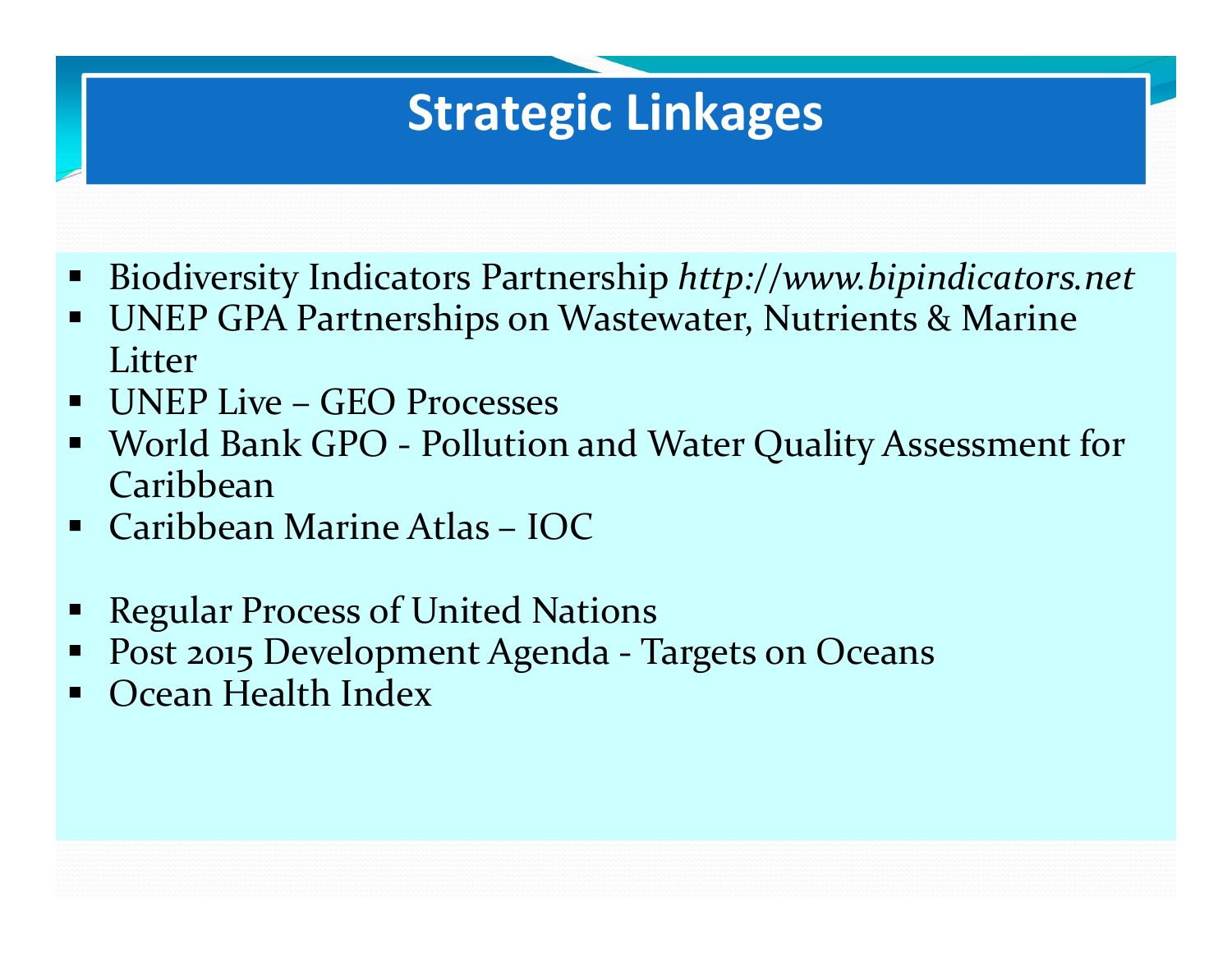# Strategic Linkages

- Biodiversity Indicators Partnership *http://www.bipindicators.net*
- UNEP GPA Partnerships on Wastewater, Nutrients & Marine Litter
- UNEP Live – GEO Processes
- World Bank GPO - Pollution and Water Quality Assessment for Caribbean
- Caribbean Marine Atlas – IOC

- Regular Process of United Nations
- Post 2015 Development Agenda - Targets on Oceans
- Ocean Health Index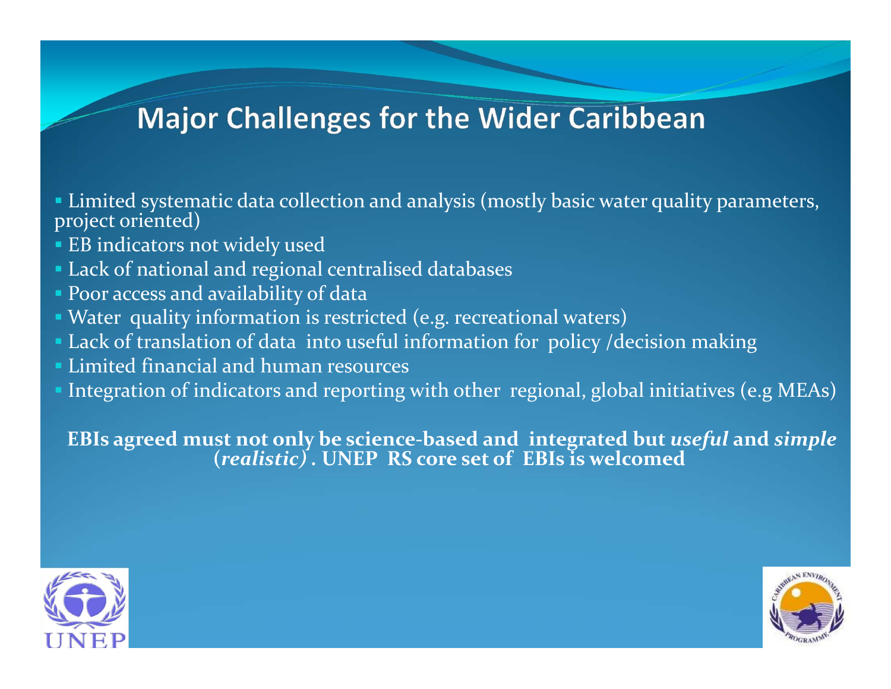# Major Challenges for the Wider Caribbean

- Limited systematic data collection and analysis (mostly basic water quality parameters, project oriented)
- EB indicators not widely used
- Lack of national and regional centralised databases
- Poor access and availability of data
- Water quality information is restricted (e.g. recreational waters)
- Lack of translation of data into useful information for policy /decision making
- Limited financial and human resources
- Integration of indicators and reporting with other regional, global initiatives (e.g MEAs)

**EBIs agreed must not only be science-based and integrated but *useful* and *simple* (*realistic*) . UNEP RS core set of EBIs is welcomed**